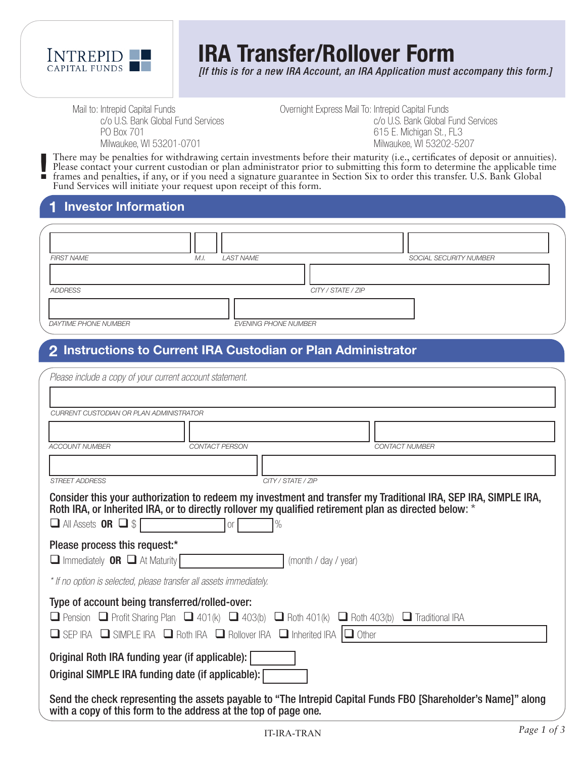INTREPID CAPITAL FUNDS

# IRA Transfer/Rollover Form

*[If this is for a new IRA Account, an IRA Application must accompany this form.]*

Mail to: Intrepid Capital Funds
c/o U.S. Bank Global Fund Services
PO Box 701
Milwaukee, WI 53201-0701

Overnight Express Mail To: Intrepid Capital Funds
c/o U.S. Bank Global Fund Services
615 E. Michigan St., FL3
Milwaukee, WI 53202-5207

**!** There may be penalties for withdrawing certain investments before their maturity (i.e., certificates of deposit or annuities). Please contact your current custodian or plan administrator prior to submitting this form to determine the applicable time frames and penalties, if any, or if you need a signature guarantee in Section Six to order this transfer. U.S. Bank Global Fund Services will initiate your request upon receipt of this form.

## 1 Investor Information

FIRST NAME ______ M.I. ______ LAST NAME ______ SOCIAL SECURITY NUMBER ______

ADDRESS ______ CITY / STATE / ZIP ______

DAYTIME PHONE NUMBER ______ EVENING PHONE NUMBER ______

## 2 Instructions to Current IRA Custodian or Plan Administrator

*Please include a copy of your current account statement.*

CURRENT CUSTODIAN OR PLAN ADMINISTRATOR ______

ACCOUNT NUMBER ______ CONTACT PERSON ______ CONTACT NUMBER ______

STREET ADDRESS ______ CITY / STATE / ZIP ______

**Consider this your authorization to redeem my investment and transfer my Traditional IRA, SEP IRA, SIMPLE IRA, Roth IRA, or Inherited IRA, or to directly rollover my qualified retirement plan as directed below:** *

❑ All Assets **OR** ❑ $ ______ or ______ %

**Please process this request:***

❑ Immediately **OR** ❑ At Maturity ______ (month / day / year)

*\* If no option is selected, please transfer all assets immediately.*

**Type of account being transferred/rolled-over:**

❑ Pension ❑ Profit Sharing Plan ❑ 401(k) ❑ 403(b) ❑ Roth 401(k) ❑ Roth 403(b) ❑ Traditional IRA

❑ SEP IRA ❑ SIMPLE IRA ❑ Roth IRA ❑ Rollover IRA ❑ Inherited IRA ❑ Other ______

**Original Roth IRA funding year (if applicable):** ______

**Original SIMPLE IRA funding date (if applicable):** ______

**Send the check representing the assets payable to "The Intrepid Capital Funds FBO [Shareholder's Name]" along with a copy of this form to the address at the top of page one.**

IT-IRA-TRAN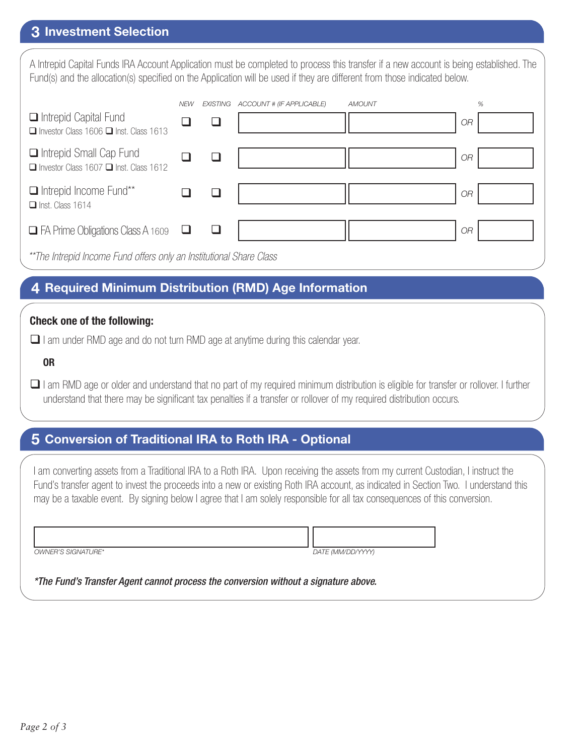## 3 Investment Selection

A Intrepid Capital Funds IRA Account Application must be completed to process this transfer if a new account is being established. The Fund(s) and the allocation(s) specified on the Application will be used if they are different from those indicated below.

| | NEW | EXISTING | ACCOUNT # (IF APPLICABLE) | AMOUNT | | % |
|---|---|---|---|---|---|---|
| ❑ Intrepid Capital Fund<br>❑ Investor Class 1606 ❑ Inst. Class 1613 | ❑ | ❑ | | | OR | |
| ❑ Intrepid Small Cap Fund<br>❑ Investor Class 1607 ❑ Inst. Class 1612 | ❑ | ❑ | | | OR | |
| ❑ Intrepid Income Fund**<br>❑ Inst. Class 1614 | ❑ | ❑ | | | OR | |
| ❑ FA Prime Obligations Class A 1609 | ❑ | ❑ | | | OR | |

*\*\*The Intrepid Income Fund offers only an Institutional Share Class*

## 4 Required Minimum Distribution (RMD) Age Information

**Check one of the following:**

❑ I am under RMD age and do not turn RMD age at anytime during this calendar year.

**OR**

❑ I am RMD age or older and understand that no part of my required minimum distribution is eligible for transfer or rollover. I further understand that there may be significant tax penalties if a transfer or rollover of my required distribution occurs.

## 5 Conversion of Traditional IRA to Roth IRA - Optional

I am converting assets from a Traditional IRA to a Roth IRA. Upon receiving the assets from my current Custodian, I instruct the Fund's transfer agent to invest the proceeds into a new or existing Roth IRA account, as indicated in Section Two. I understand this may be a taxable event. By signing below I agree that I am solely responsible for all tax consequences of this conversion.

| | |
|---|---|
| | |
| OWNER'S SIGNATURE* | DATE (MM/DD/YYYY) |

***The Fund's Transfer Agent cannot process the conversion without a signature above.***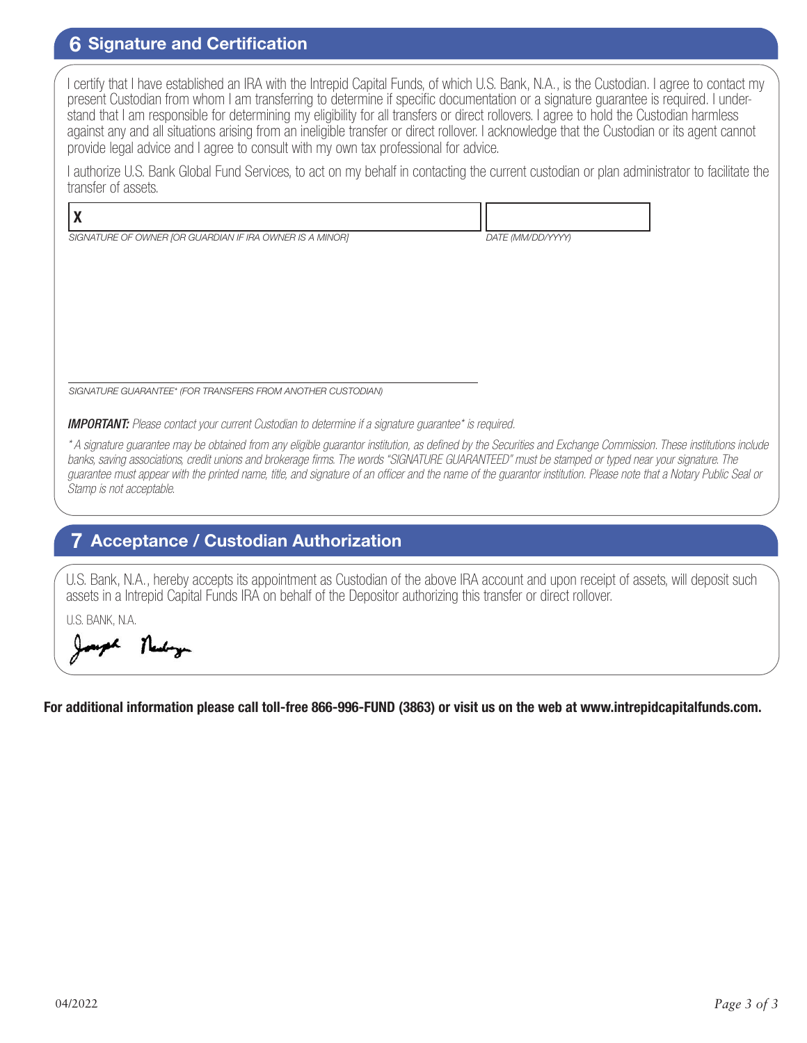## 6 Signature and Certification

I certify that I have established an IRA with the Intrepid Capital Funds, of which U.S. Bank, N.A., is the Custodian. I agree to contact my present Custodian from whom I am transferring to determine if specific documentation or a signature guarantee is required. I understand that I am responsible for determining my eligibility for all transfers or direct rollovers. I agree to hold the Custodian harmless against any and all situations arising from an ineligible transfer or direct rollover. I acknowledge that the Custodian or its agent cannot provide legal advice and I agree to consult with my own tax professional for advice.

I authorize U.S. Bank Global Fund Services, to act on my behalf in contacting the current custodian or plan administrator to facilitate the transfer of assets.

X

*SIGNATURE OF OWNER [OR GUARDIAN IF IRA OWNER IS A MINOR]*

*DATE (MM/DD/YYYY)*

*SIGNATURE GUARANTEE\* (FOR TRANSFERS FROM ANOTHER CUSTODIAN)*

***IMPORTANT:*** *Please contact your current Custodian to determine if a signature guarantee\* is required.*

*\* A signature guarantee may be obtained from any eligible guarantor institution, as defined by the Securities and Exchange Commission. These institutions include banks, saving associations, credit unions and brokerage firms. The words "SIGNATURE GUARANTEED" must be stamped or typed near your signature. The guarantee must appear with the printed name, title, and signature of an officer and the name of the guarantor institution. Please note that a Notary Public Seal or Stamp is not acceptable.*

## 7 Acceptance / Custodian Authorization

U.S. Bank, N.A., hereby accepts its appointment as Custodian of the above IRA account and upon receipt of assets, will deposit such assets in a Intrepid Capital Funds IRA on behalf of the Depositor authorizing this transfer or direct rollover.

U.S. BANK, N.A.

Joseph Neuberger

**For additional information please call toll-free 866-996-FUND (3863) or visit us on the web at www.intrepidcapitalfunds.com.**

04/2022